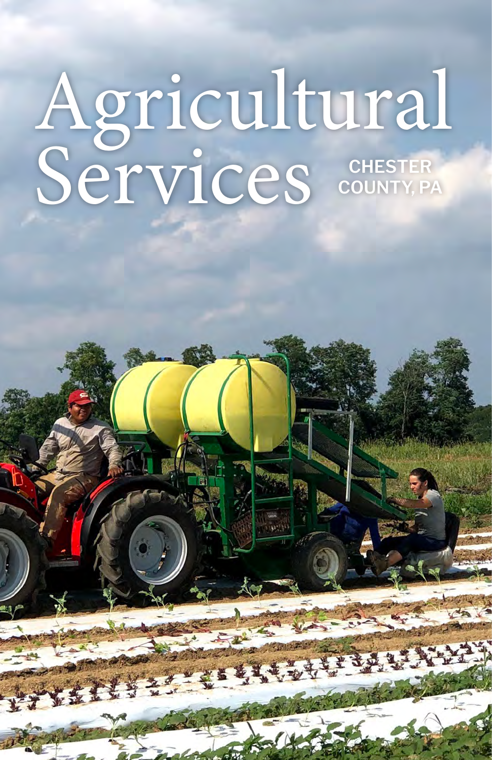# Agricultural Services

CHESTER COUNTY, PA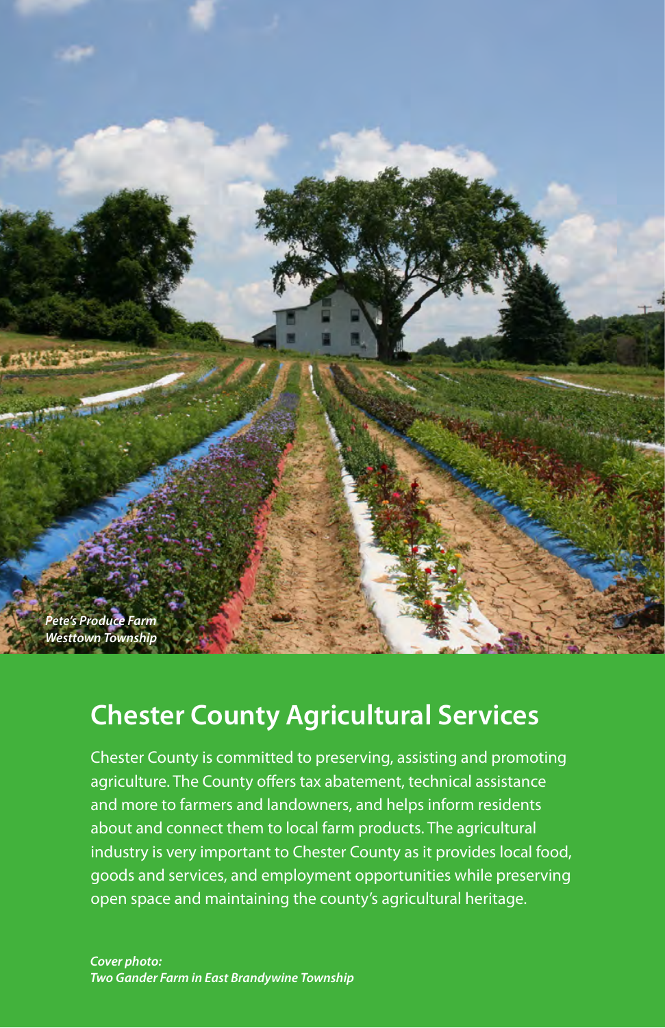*Pete's Produce Farm*
*Westtown Township*

## Chester County Agricultural Services

Chester County is committed to preserving, assisting and promoting agriculture. The County offers tax abatement, technical assistance and more to farmers and landowners, and helps inform residents about and connect them to local farm products. The agricultural industry is very important to Chester County as it provides local food, goods and services, and employment opportunities while preserving open space and maintaining the county's agricultural heritage.

***Cover photo:***
***Two Gander Farm in East Brandywine Township***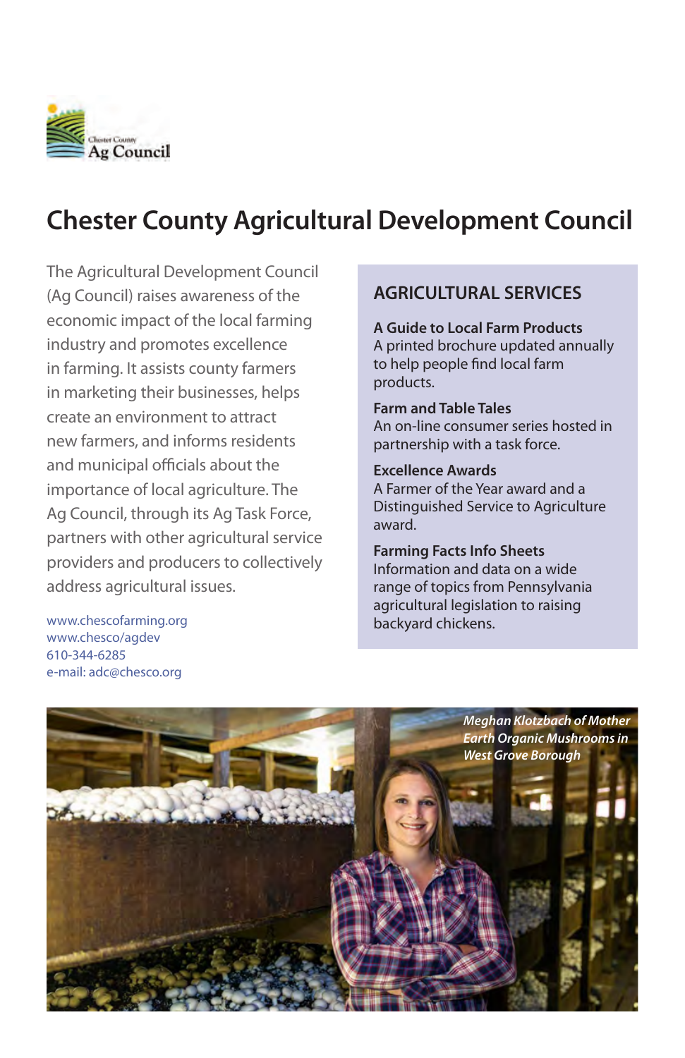Chester County Ag Council

# Chester County Agricultural Development Council

The Agricultural Development Council (Ag Council) raises awareness of the economic impact of the local farming industry and promotes excellence in farming. It assists county farmers in marketing their businesses, helps create an environment to attract new farmers, and informs residents and municipal officials about the importance of local agriculture. The Ag Council, through its Ag Task Force, partners with other agricultural service providers and producers to collectively address agricultural issues.

www.chescofarming.org
www.chesco/agdev
610-344-6285
e-mail: adc@chesco.org

## AGRICULTURAL SERVICES

**A Guide to Local Farm Products**
A printed brochure updated annually to help people find local farm products.

**Farm and Table Tales**
An on-line consumer series hosted in partnership with a task force.

**Excellence Awards**
A Farmer of the Year award and a Distinguished Service to Agriculture award.

**Farming Facts Info Sheets**
Information and data on a wide range of topics from Pennsylvania agricultural legislation to raising backyard chickens.

*Meghan Klotzbach of Mother Earth Organic Mushrooms in West Grove Borough*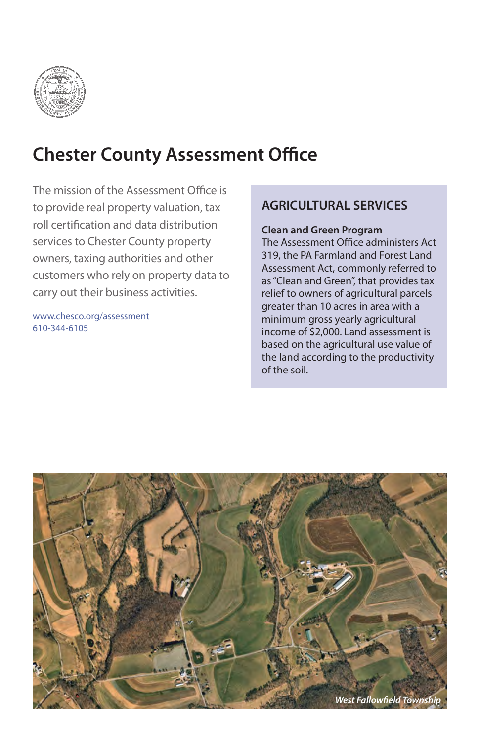# Chester County Assessment Office

The mission of the Assessment Office is to provide real property valuation, tax roll certification and data distribution services to Chester County property owners, taxing authorities and other customers who rely on property data to carry out their business activities.

www.chesco.org/assessment
610-344-6105

## AGRICULTURAL SERVICES

**Clean and Green Program**
The Assessment Office administers Act 319, the PA Farmland and Forest Land Assessment Act, commonly referred to as "Clean and Green", that provides tax relief to owners of agricultural parcels greater than 10 acres in area with a minimum gross yearly agricultural income of $2,000. Land assessment is based on the agricultural use value of the land according to the productivity of the soil.

*West Fallowfield Township*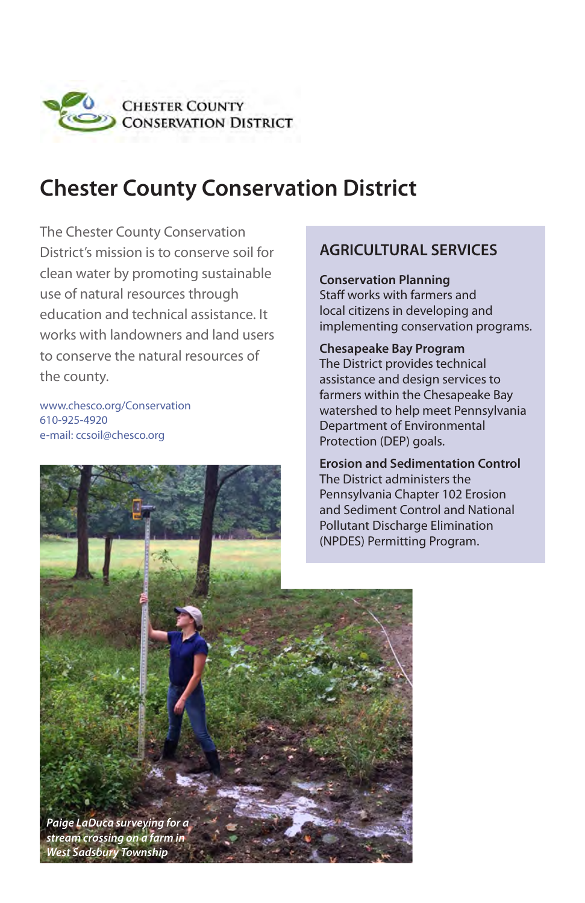Chester County Conservation District

# Chester County Conservation District

The Chester County Conservation District's mission is to conserve soil for clean water by promoting sustainable use of natural resources through education and technical assistance. It works with landowners and land users to conserve the natural resources of the county.

www.chesco.org/Conservation
610-925-4920
e-mail: ccsoil@chesco.org

## AGRICULTURAL SERVICES

**Conservation Planning**
Staff works with farmers and local citizens in developing and implementing conservation programs.

**Chesapeake Bay Program**
The District provides technical assistance and design services to farmers within the Chesapeake Bay watershed to help meet Pennsylvania Department of Environmental Protection (DEP) goals.

**Erosion and Sedimentation Control**
The District administers the Pennsylvania Chapter 102 Erosion and Sediment Control and National Pollutant Discharge Elimination (NPDES) Permitting Program.

*Paige LaDuca surveying for a stream crossing on a farm in West Sadsbury Township*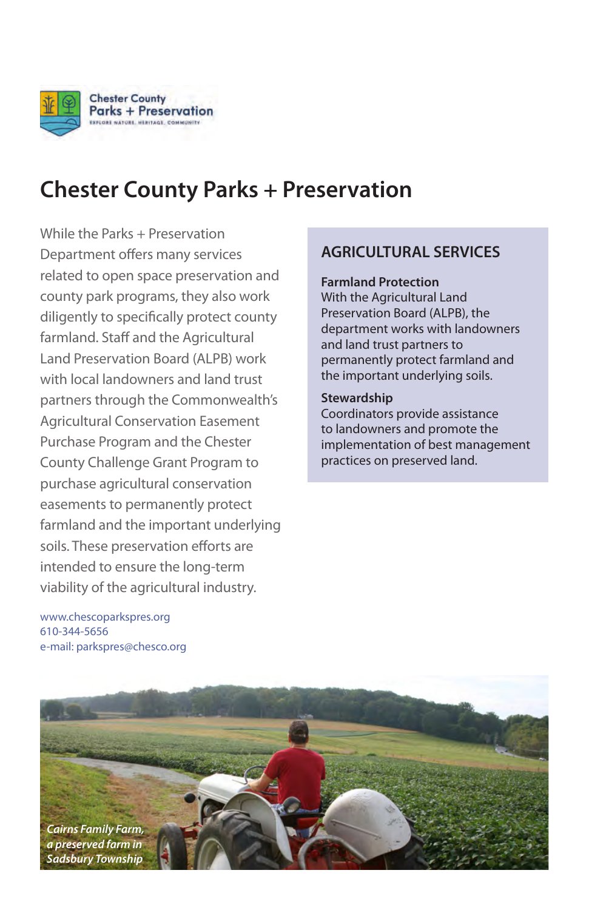Chester County
Parks + Preservation
EXPLORE NATURE. HERITAGE. COMMUNITY

# Chester County Parks + Preservation

While the Parks + Preservation Department offers many services related to open space preservation and county park programs, they also work diligently to specifically protect county farmland. Staff and the Agricultural Land Preservation Board (ALPB) work with local landowners and land trust partners through the Commonwealth's Agricultural Conservation Easement Purchase Program and the Chester County Challenge Grant Program to purchase agricultural conservation easements to permanently protect farmland and the important underlying soils. These preservation efforts are intended to ensure the long-term viability of the agricultural industry.

www.chescoparkspres.org
610-344-5656
e-mail: parkspres@chesco.org

## AGRICULTURAL SERVICES

**Farmland Protection**
With the Agricultural Land Preservation Board (ALPB), the department works with landowners and land trust partners to permanently protect farmland and the important underlying soils.

**Stewardship**
Coordinators provide assistance to landowners and promote the implementation of best management practices on preserved land.

*Cairns Family Farm, a preserved farm in Sadsbury Township*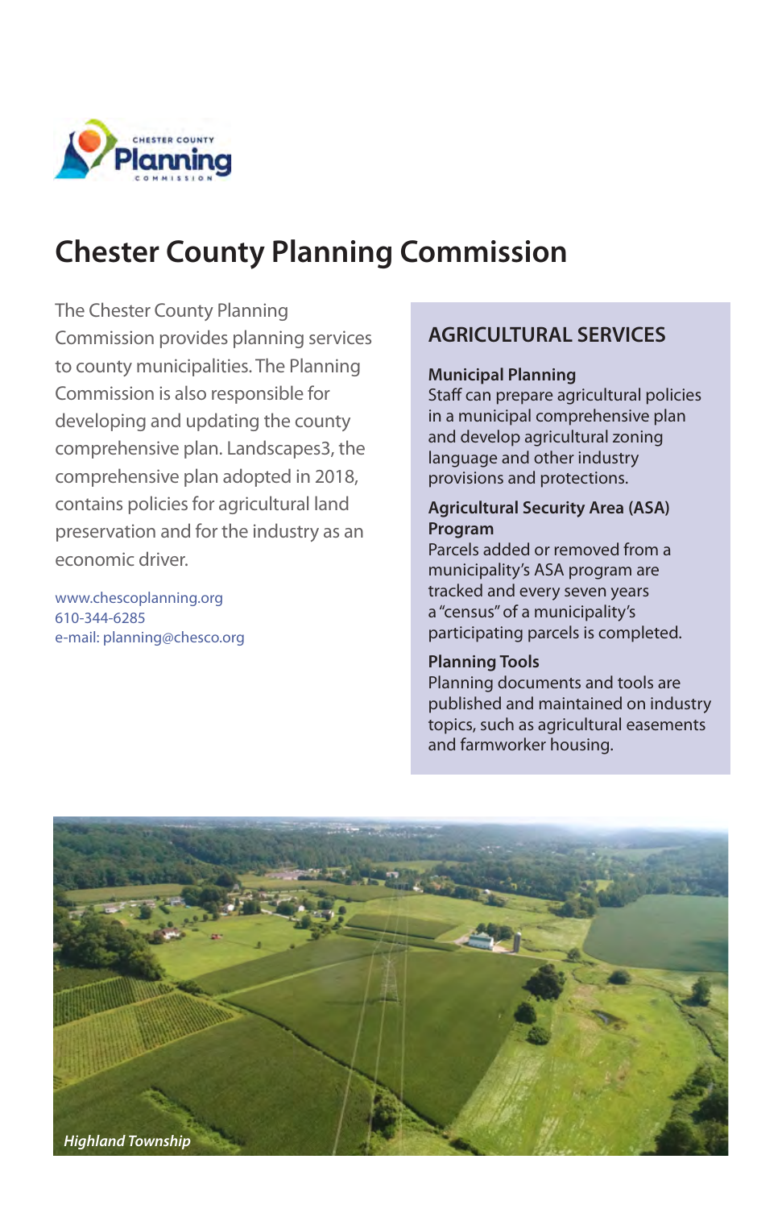# Chester County Planning Commission

The Chester County Planning Commission provides planning services to county municipalities. The Planning Commission is also responsible for developing and updating the county comprehensive plan. Landscapes3, the comprehensive plan adopted in 2018, contains policies for agricultural land preservation and for the industry as an economic driver.

www.chescoplanning.org
610-344-6285
e-mail: planning@chesco.org

## AGRICULTURAL SERVICES

**Municipal Planning**
Staff can prepare agricultural policies in a municipal comprehensive plan and develop agricultural zoning language and other industry provisions and protections.

**Agricultural Security Area (ASA) Program**
Parcels added or removed from a municipality's ASA program are tracked and every seven years a "census" of a municipality's participating parcels is completed.

**Planning Tools**
Planning documents and tools are published and maintained on industry topics, such as agricultural easements and farmworker housing.

*Highland Township*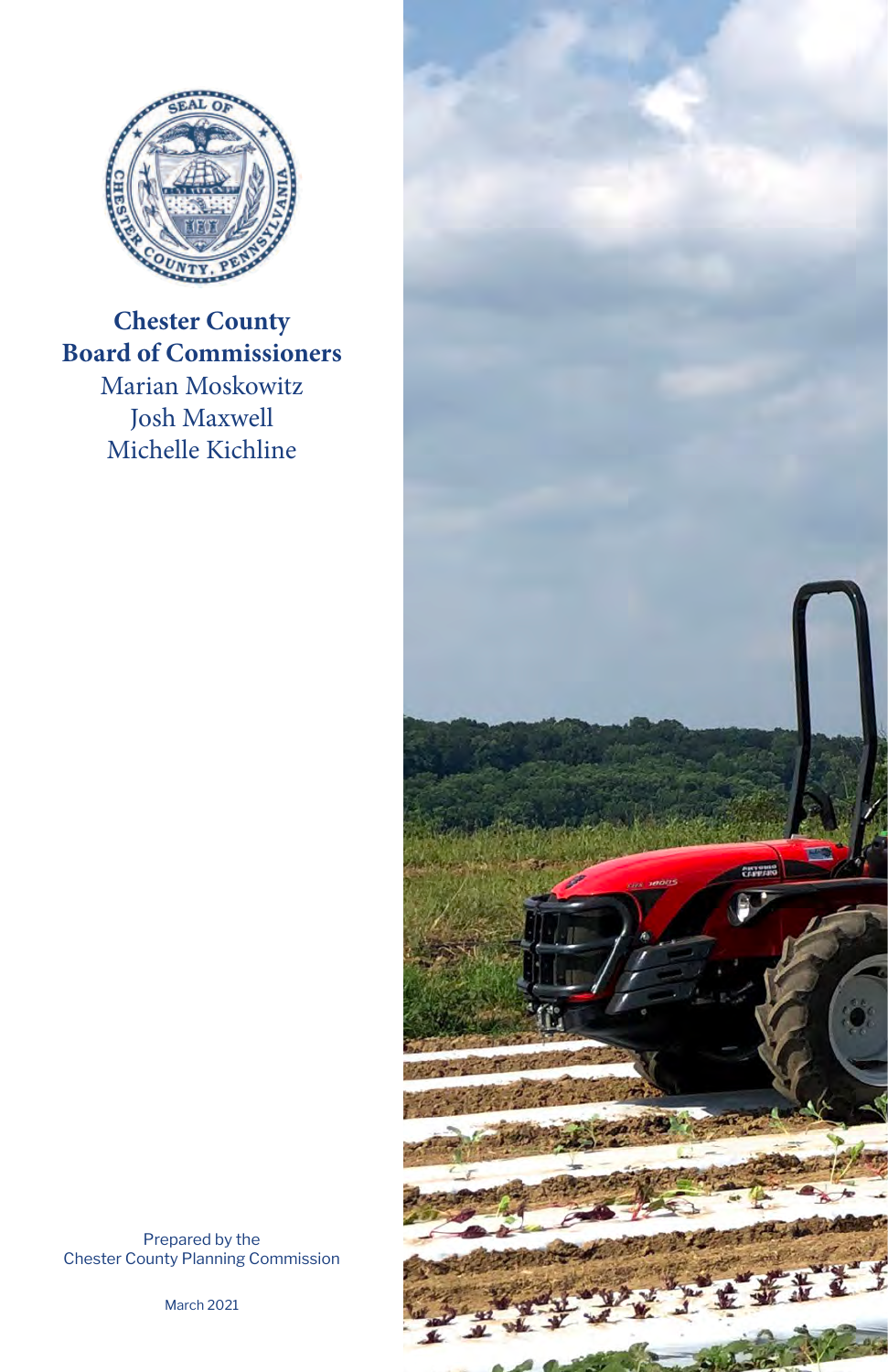**Chester County**
**Board of Commissioners**
Marian Moskowitz
Josh Maxwell
Michelle Kichline

Prepared by the
Chester County Planning Commission

March 2021